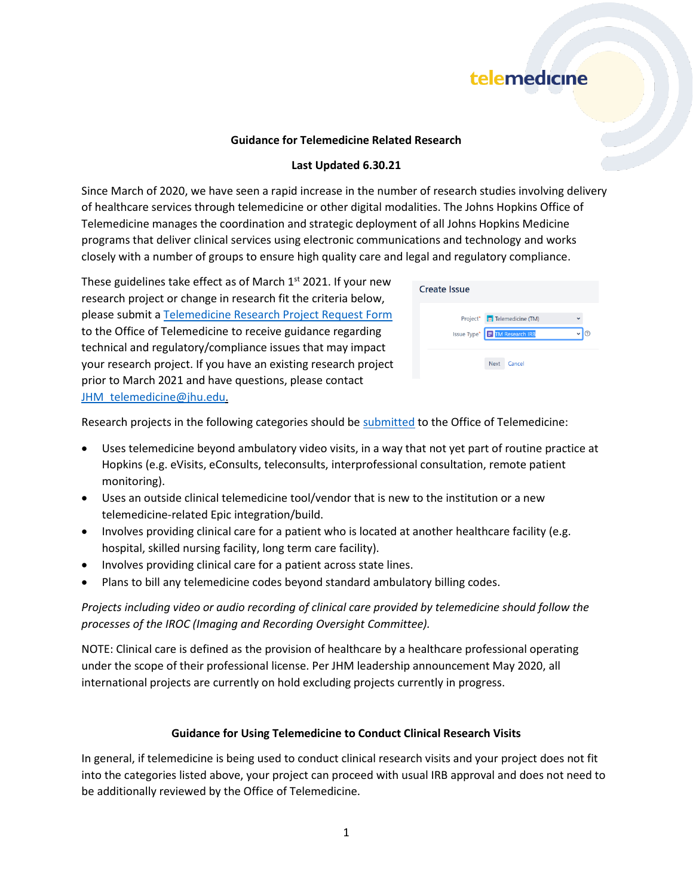telemedicine

## Guidance for Telemedicine Related Research

**Last Updated 6.30.21**

Since March of 2020, we have seen a rapid increase in the number of research studies involving delivery of healthcare services through telemedicine or other digital modalities. The Johns Hopkins Office of Telemedicine manages the coordination and strategic deployment of all Johns Hopkins Medicine programs that deliver clinical services using electronic communications and technology and works closely with a number of groups to ensure high quality care and legal and regulatory compliance.

These guidelines take effect as of March 1st 2021. If your new research project or change in research fit the criteria below, please submit a Telemedicine Research Project Request Form to the Office of Telemedicine to receive guidance regarding technical and regulatory/compliance issues that may impact your research project. If you have an existing research project prior to March 2021 and have questions, please contact JHM_telemedicine@jhu.edu.

Create Issue

Project* Telemedicine (TM)

Issue Type* TM Research IRB

Next Cancel

Research projects in the following categories should be submitted to the Office of Telemedicine:

- Uses telemedicine beyond ambulatory video visits, in a way that not yet part of routine practice at Hopkins (e.g. eVisits, eConsults, teleconsults, interprofessional consultation, remote patient monitoring).
- Uses an outside clinical telemedicine tool/vendor that is new to the institution or a new telemedicine-related Epic integration/build.
- Involves providing clinical care for a patient who is located at another healthcare facility (e.g. hospital, skilled nursing facility, long term care facility).
- Involves providing clinical care for a patient across state lines.
- Plans to bill any telemedicine codes beyond standard ambulatory billing codes.

*Projects including video or audio recording of clinical care provided by telemedicine should follow the processes of the IROC (Imaging and Recording Oversight Committee).*

NOTE: Clinical care is defined as the provision of healthcare by a healthcare professional operating under the scope of their professional license. Per JHM leadership announcement May 2020, all international projects are currently on hold excluding projects currently in progress.

## Guidance for Using Telemedicine to Conduct Clinical Research Visits

In general, if telemedicine is being used to conduct clinical research visits and your project does not fit into the categories listed above, your project can proceed with usual IRB approval and does not need to be additionally reviewed by the Office of Telemedicine.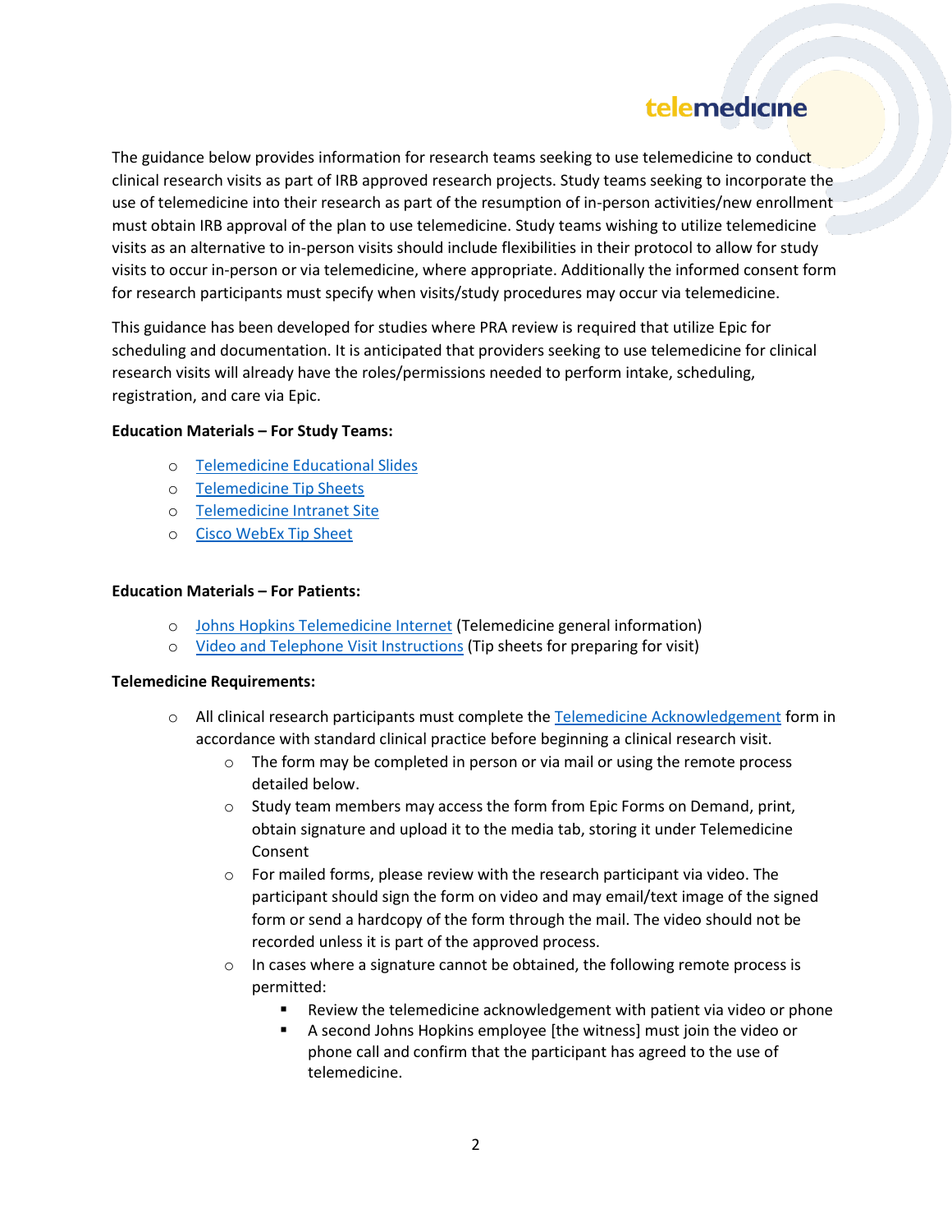The guidance below provides information for research teams seeking to use telemedicine to conduct clinical research visits as part of IRB approved research projects. Study teams seeking to incorporate the use of telemedicine into their research as part of the resumption of in-person activities/new enrollment must obtain IRB approval of the plan to use telemedicine. Study teams wishing to utilize telemedicine visits as an alternative to in-person visits should include flexibilities in their protocol to allow for study visits to occur in-person or via telemedicine, where appropriate. Additionally the informed consent form for research participants must specify when visits/study procedures may occur via telemedicine.

This guidance has been developed for studies where PRA review is required that utilize Epic for scheduling and documentation. It is anticipated that providers seeking to use telemedicine for clinical research visits will already have the roles/permissions needed to perform intake, scheduling, registration, and care via Epic.

**Education Materials – For Study Teams:**

- Telemedicine Educational Slides
- Telemedicine Tip Sheets
- Telemedicine Intranet Site
- Cisco WebEx Tip Sheet

**Education Materials – For Patients:**

- Johns Hopkins Telemedicine Internet (Telemedicine general information)
- Video and Telephone Visit Instructions (Tip sheets for preparing for visit)

**Telemedicine Requirements:**

- All clinical research participants must complete the Telemedicine Acknowledgement form in accordance with standard clinical practice before beginning a clinical research visit.
  - The form may be completed in person or via mail or using the remote process detailed below.
  - Study team members may access the form from Epic Forms on Demand, print, obtain signature and upload it to the media tab, storing it under Telemedicine Consent
  - For mailed forms, please review with the research participant via video. The participant should sign the form on video and may email/text image of the signed form or send a hardcopy of the form through the mail. The video should not be recorded unless it is part of the approved process.
  - In cases where a signature cannot be obtained, the following remote process is permitted:
    - Review the telemedicine acknowledgement with patient via video or phone
    - A second Johns Hopkins employee [the witness] must join the video or phone call and confirm that the participant has agreed to the use of telemedicine.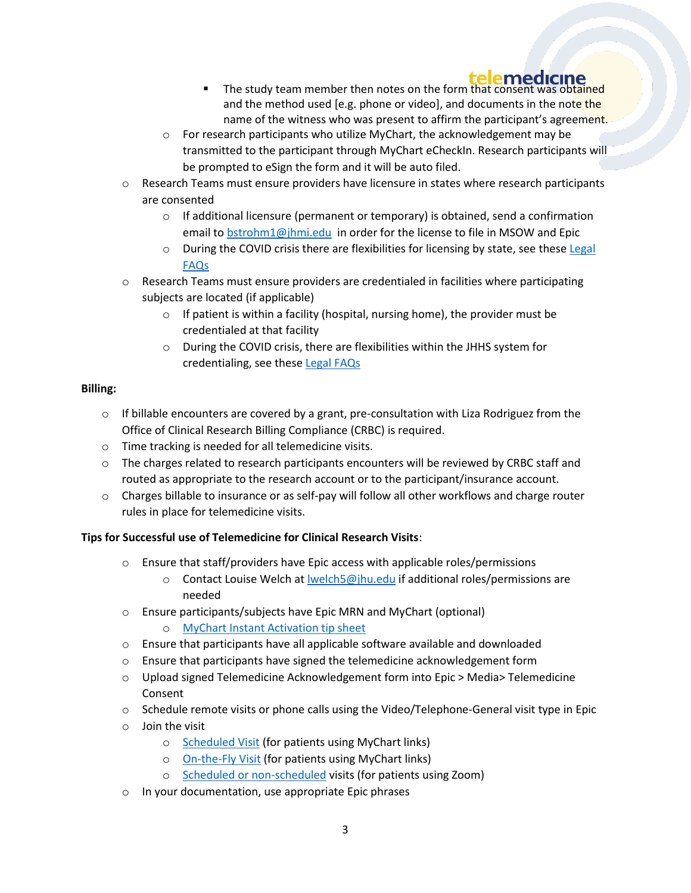- The study team member then notes on the form that consent was obtained and the method used [e.g. phone or video], and documents in the note the name of the witness who was present to affirm the participant's agreement.
  - For research participants who utilize MyChart, the acknowledgement may be transmitted to the participant through MyChart eCheckIn. Research participants will be prompted to eSign the form and it will be auto filed.
- Research Teams must ensure providers have licensure in states where research participants are consented
  - If additional licensure (permanent or temporary) is obtained, send a confirmation email to bstrohm1@jhmi.edu in order for the license to file in MSOW and Epic
  - During the COVID crisis there are flexibilities for licensing by state, see these Legal FAQs
- Research Teams must ensure providers are credentialed in facilities where participating subjects are located (if applicable)
  - If patient is within a facility (hospital, nursing home), the provider must be credentialed at that facility
  - During the COVID crisis, there are flexibilities within the JHHS system for credentialing, see these Legal FAQs

**Billing:**

- If billable encounters are covered by a grant, pre-consultation with Liza Rodriguez from the Office of Clinical Research Billing Compliance (CRBC) is required.
- Time tracking is needed for all telemedicine visits.
- The charges related to research participants encounters will be reviewed by CRBC staff and routed as appropriate to the research account or to the participant/insurance account.
- Charges billable to insurance or as self-pay will follow all other workflows and charge router rules in place for telemedicine visits.

**Tips for Successful use of Telemedicine for Clinical Research Visits**:

- Ensure that staff/providers have Epic access with applicable roles/permissions
  - Contact Louise Welch at lwelch5@jhu.edu if additional roles/permissions are needed
- Ensure participants/subjects have Epic MRN and MyChart (optional)
  - MyChart Instant Activation tip sheet
- Ensure that participants have all applicable software available and downloaded
- Ensure that participants have signed the telemedicine acknowledgement form
- Upload signed Telemedicine Acknowledgement form into Epic > Media> Telemedicine Consent
- Schedule remote visits or phone calls using the Video/Telephone-General visit type in Epic
- Join the visit
  - Scheduled Visit (for patients using MyChart links)
  - On-the-Fly Visit (for patients using MyChart links)
  - Scheduled or non-scheduled visits (for patients using Zoom)
- In your documentation, use appropriate Epic phrases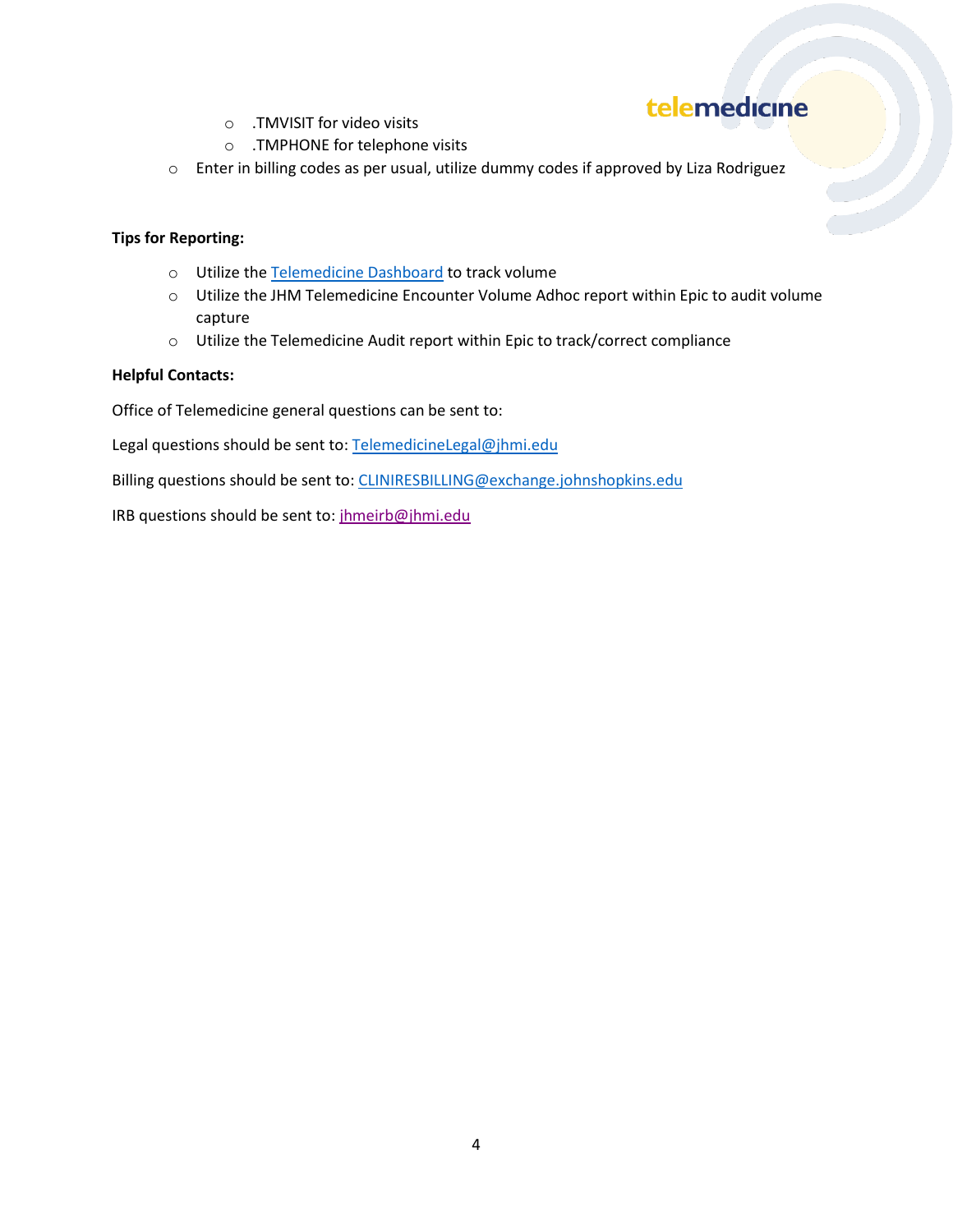- .TMVISIT for video visits
- .TMPHONE for telephone visits
- Enter in billing codes as per usual, utilize dummy codes if approved by Liza Rodriguez

**Tips for Reporting:**

- Utilize the Telemedicine Dashboard to track volume
- Utilize the JHM Telemedicine Encounter Volume Adhoc report within Epic to audit volume capture
- Utilize the Telemedicine Audit report within Epic to track/correct compliance

**Helpful Contacts:**

Office of Telemedicine general questions can be sent to:

Legal questions should be sent to: TelemedicineLegal@jhmi.edu

Billing questions should be sent to: CLINIRESBILLING@exchange.johnshopkins.edu

IRB questions should be sent to: jhmeirb@jhmi.edu